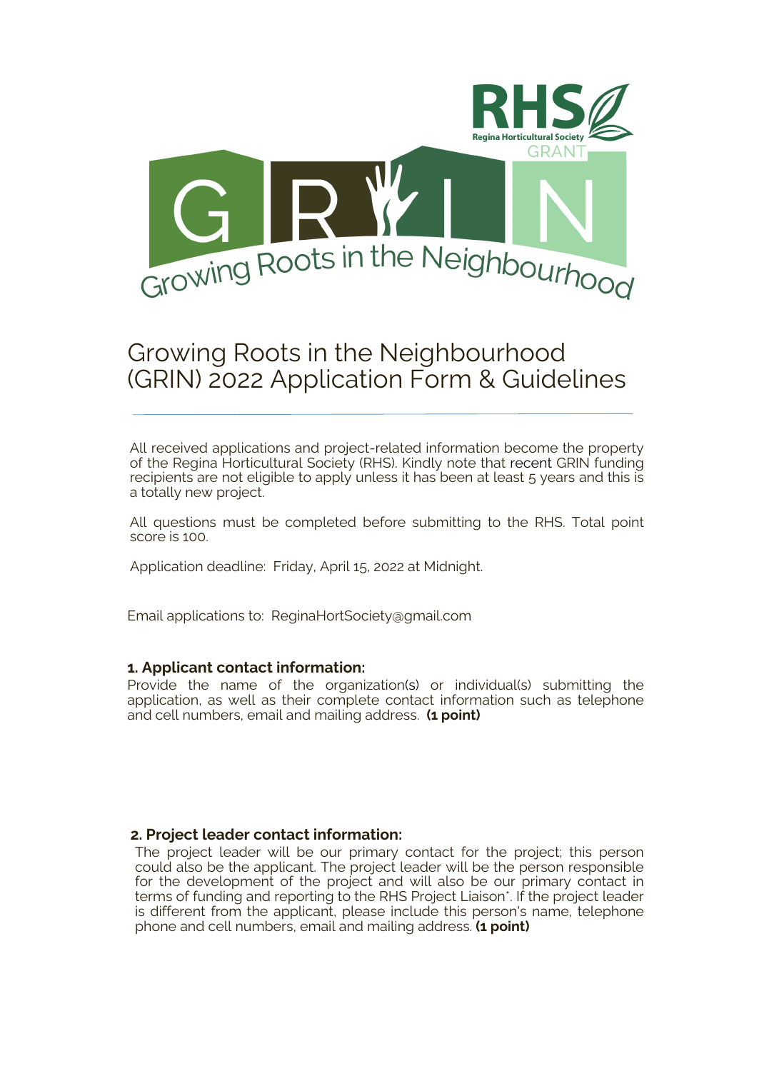# Growing Roots in the Neighbourhood (GRIN) 2022 Application Form & Guidelines

All received applications and project-related information become the property of the Regina Horticultural Society (RHS). Kindly note that recent GRIN funding recipients are not eligible to apply unless it has been at least 5 years and this is a totally new project.

All questions must be completed before submitting to the RHS. Total point score is 100.

Application deadline: Friday, April 15, 2022 at Midnight.

Email applications to: ReginaHortSociety@gmail.com

### 1. Applicant contact information:

Provide the name of the organization(s) or individual(s) submitting the application, as well as their complete contact information such as telephone and cell numbers, email and mailing address. **(1 point)**

### 2. Project leader contact information:

The project leader will be our primary contact for the project; this person could also be the applicant. The project leader will be the person responsible for the development of the project and will also be our primary contact in terms of funding and reporting to the RHS Project Liaison*. If the project leader is different from the applicant, please include this person's name, telephone phone and cell numbers, email and mailing address. **(1 point)**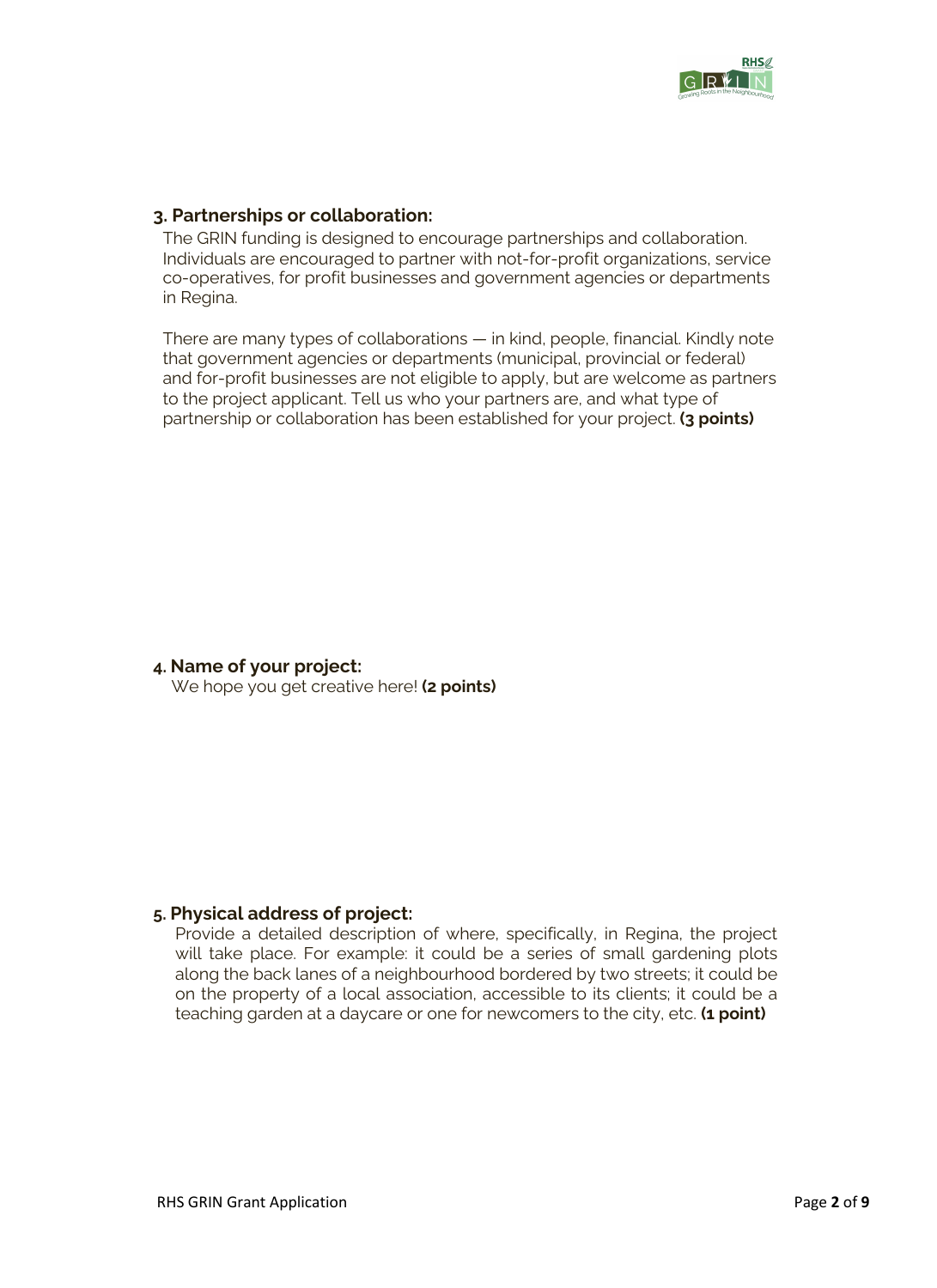### 3. Partnerships or collaboration:

The GRIN funding is designed to encourage partnerships and collaboration. Individuals are encouraged to partner with not-for-profit organizations, service co-operatives, for profit businesses and government agencies or departments in Regina.

There are many types of collaborations — in kind, people, financial. Kindly note that government agencies or departments (municipal, provincial or federal) and for-profit businesses are not eligible to apply, but are welcome as partners to the project applicant. Tell us who your partners are, and what type of partnership or collaboration has been established for your project. **(3 points)**

### 4. Name of your project:

We hope you get creative here! **(2 points)**

### 5. Physical address of project:

Provide a detailed description of where, specifically, in Regina, the project will take place. For example: it could be a series of small gardening plots along the back lanes of a neighbourhood bordered by two streets; it could be on the property of a local association, accessible to its clients; it could be a teaching garden at a daycare or one for newcomers to the city, etc. **(1 point)**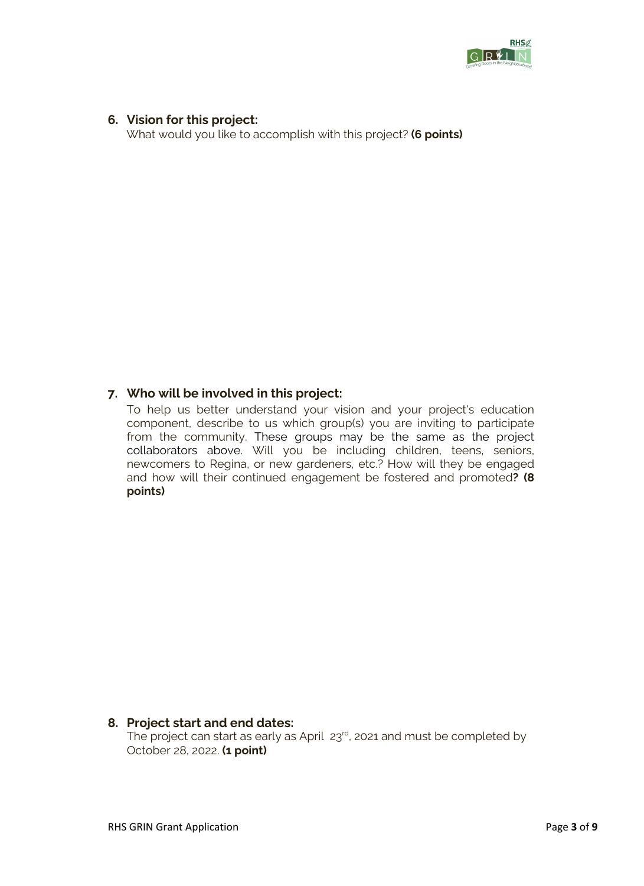6. **Vision for this project:**
   What would you like to accomplish with this project? **(6 points)**

7. **Who will be involved in this project:**
   To help us better understand your vision and your project's education component, describe to us which group(s) you are inviting to participate from the community. These groups may be the same as the project collaborators above. Will you be including children, teens, seniors, newcomers to Regina, or new gardeners, etc.? How will they be engaged and how will their continued engagement be fostered and promoted**? (8 points)**

8. **Project start and end dates:**
   The project can start as early as April 23rd, 2021 and must be completed by October 28, 2022. **(1 point)**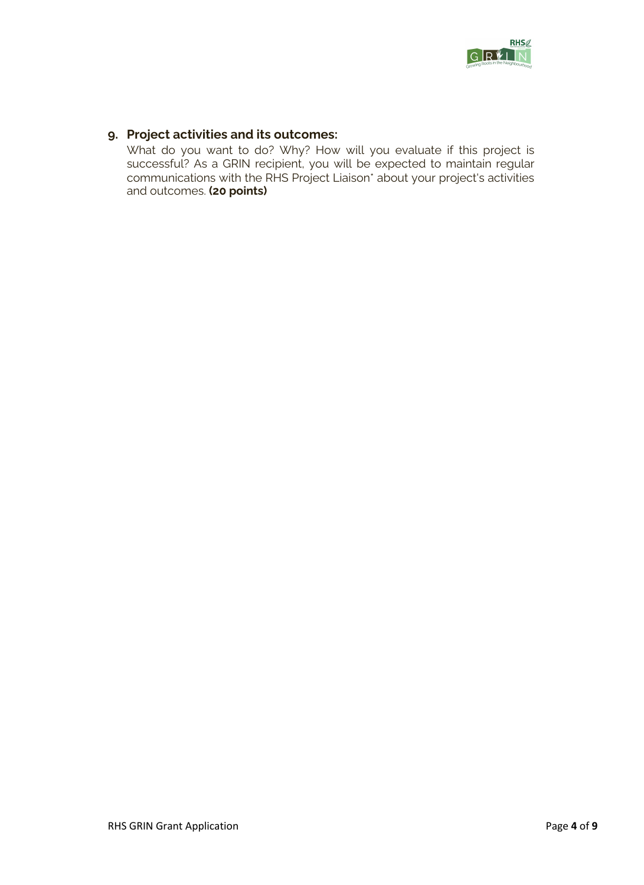## 9. Project activities and its outcomes:

What do you want to do? Why? How will you evaluate if this project is successful? As a GRIN recipient, you will be expected to maintain regular communications with the RHS Project Liaison* about your project's activities and outcomes. **(20 points)**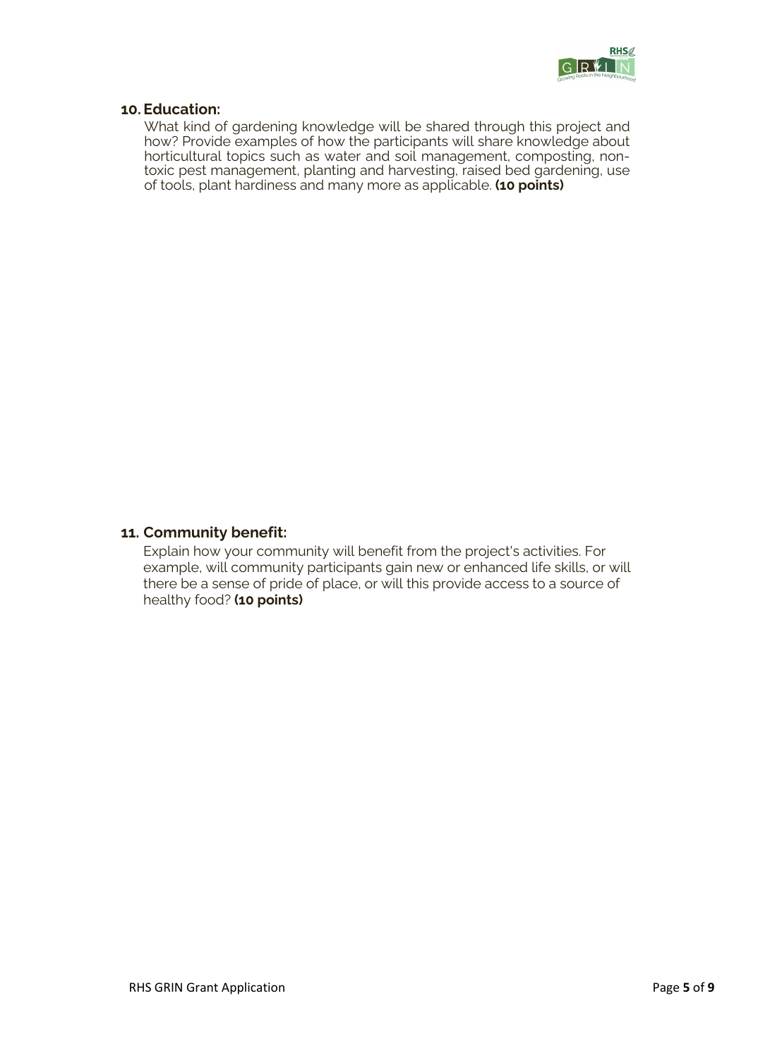## 10. Education:

What kind of gardening knowledge will be shared through this project and how? Provide examples of how the participants will share knowledge about horticultural topics such as water and soil management, composting, non-toxic pest management, planting and harvesting, raised bed gardening, use of tools, plant hardiness and many more as applicable. **(10 points)**

## 11. Community benefit:

Explain how your community will benefit from the project's activities. For example, will community participants gain new or enhanced life skills, or will there be a sense of pride of place, or will this provide access to a source of healthy food? **(10 points)**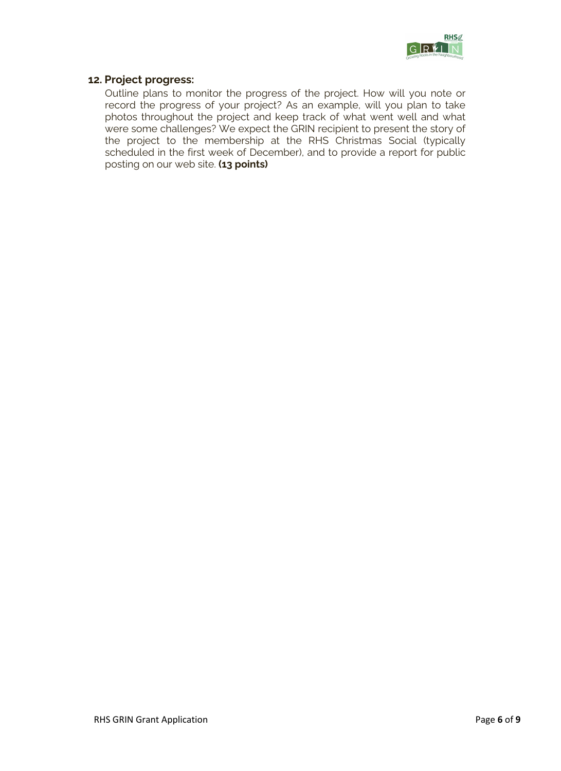## 12. Project progress:

Outline plans to monitor the progress of the project. How will you note or record the progress of your project? As an example, will you plan to take photos throughout the project and keep track of what went well and what were some challenges? We expect the GRIN recipient to present the story of the project to the membership at the RHS Christmas Social (typically scheduled in the first week of December), and to provide a report for public posting on our web site. **(13 points)**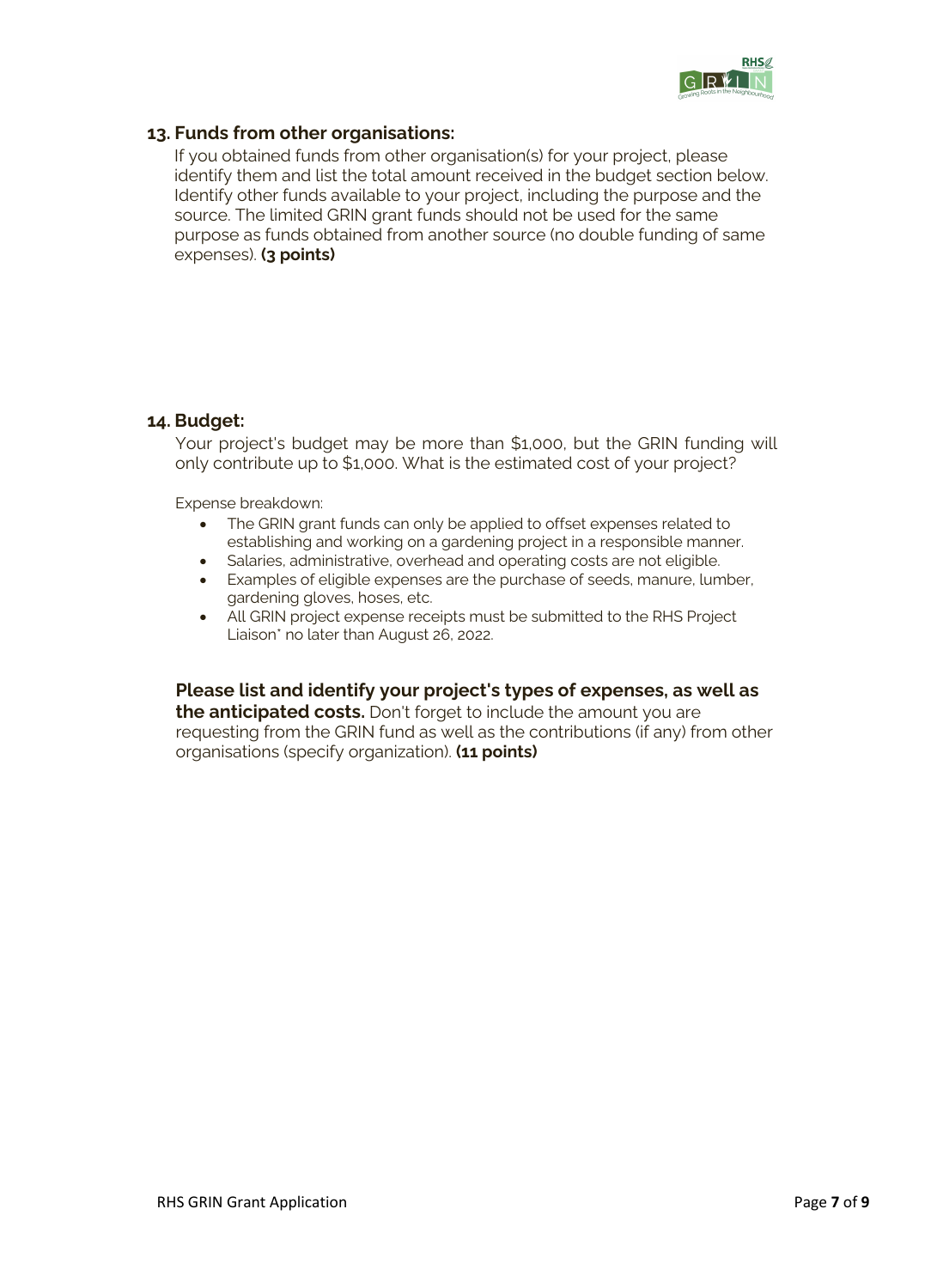## 13. Funds from other organisations:

If you obtained funds from other organisation(s) for your project, please identify them and list the total amount received in the budget section below. Identify other funds available to your project, including the purpose and the source. The limited GRIN grant funds should not be used for the same purpose as funds obtained from another source (no double funding of same expenses). **(3 points)**

## 14. Budget:

Your project's budget may be more than $1,000, but the GRIN funding will only contribute up to $1,000. What is the estimated cost of your project?

Expense breakdown:

- The GRIN grant funds can only be applied to offset expenses related to establishing and working on a gardening project in a responsible manner.
- Salaries, administrative, overhead and operating costs are not eligible.
- Examples of eligible expenses are the purchase of seeds, manure, lumber, gardening gloves, hoses, etc.
- All GRIN project expense receipts must be submitted to the RHS Project Liaison* no later than August 26, 2022.

**Please list and identify your project's types of expenses, as well as the anticipated costs.** Don't forget to include the amount you are requesting from the GRIN fund as well as the contributions (if any) from other organisations (specify organization). **(11 points)**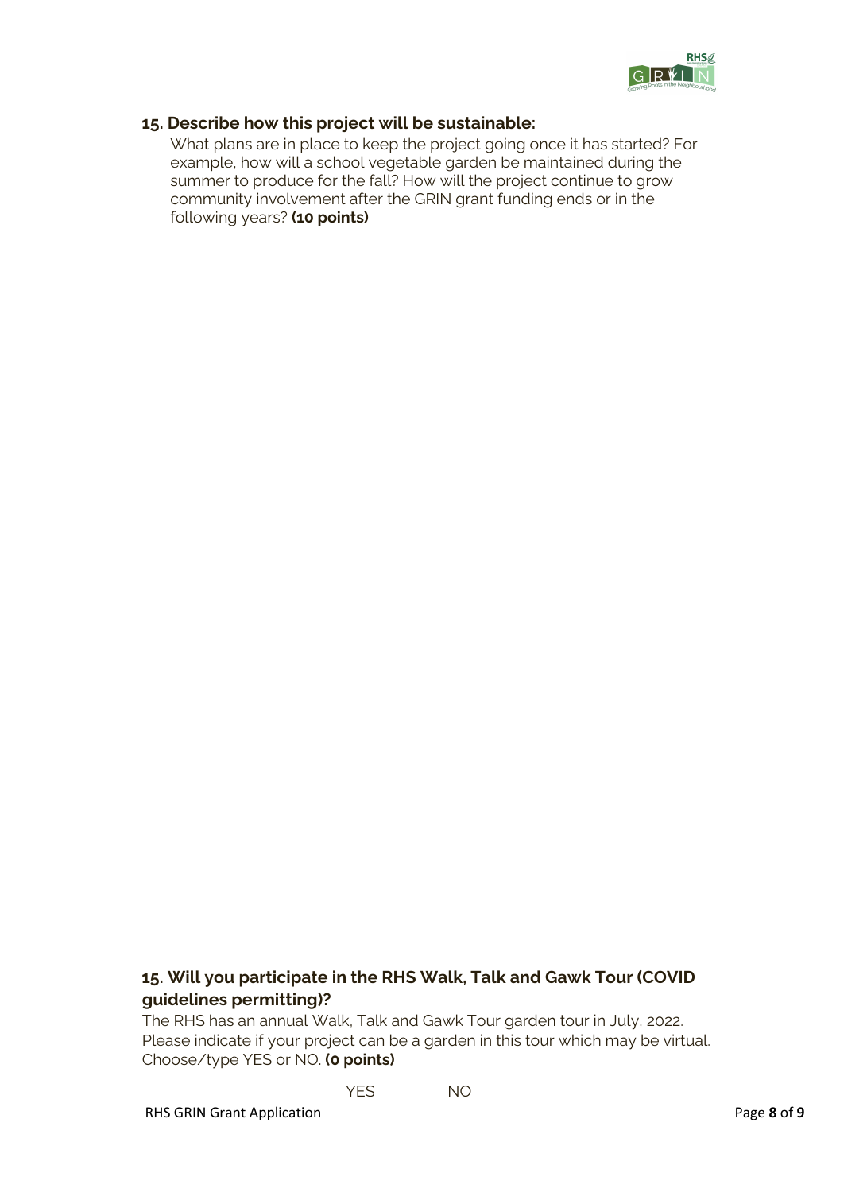## 15. Describe how this project will be sustainable:

What plans are in place to keep the project going once it has started? For example, how will a school vegetable garden be maintained during the summer to produce for the fall? How will the project continue to grow community involvement after the GRIN grant funding ends or in the following years? **(10 points)**

## 15. Will you participate in the RHS Walk, Talk and Gawk Tour (COVID guidelines permitting)?

The RHS has an annual Walk, Talk and Gawk Tour garden tour in July, 2022. Please indicate if your project can be a garden in this tour which may be virtual. Choose/type YES or NO. **(0 points)**

YES NO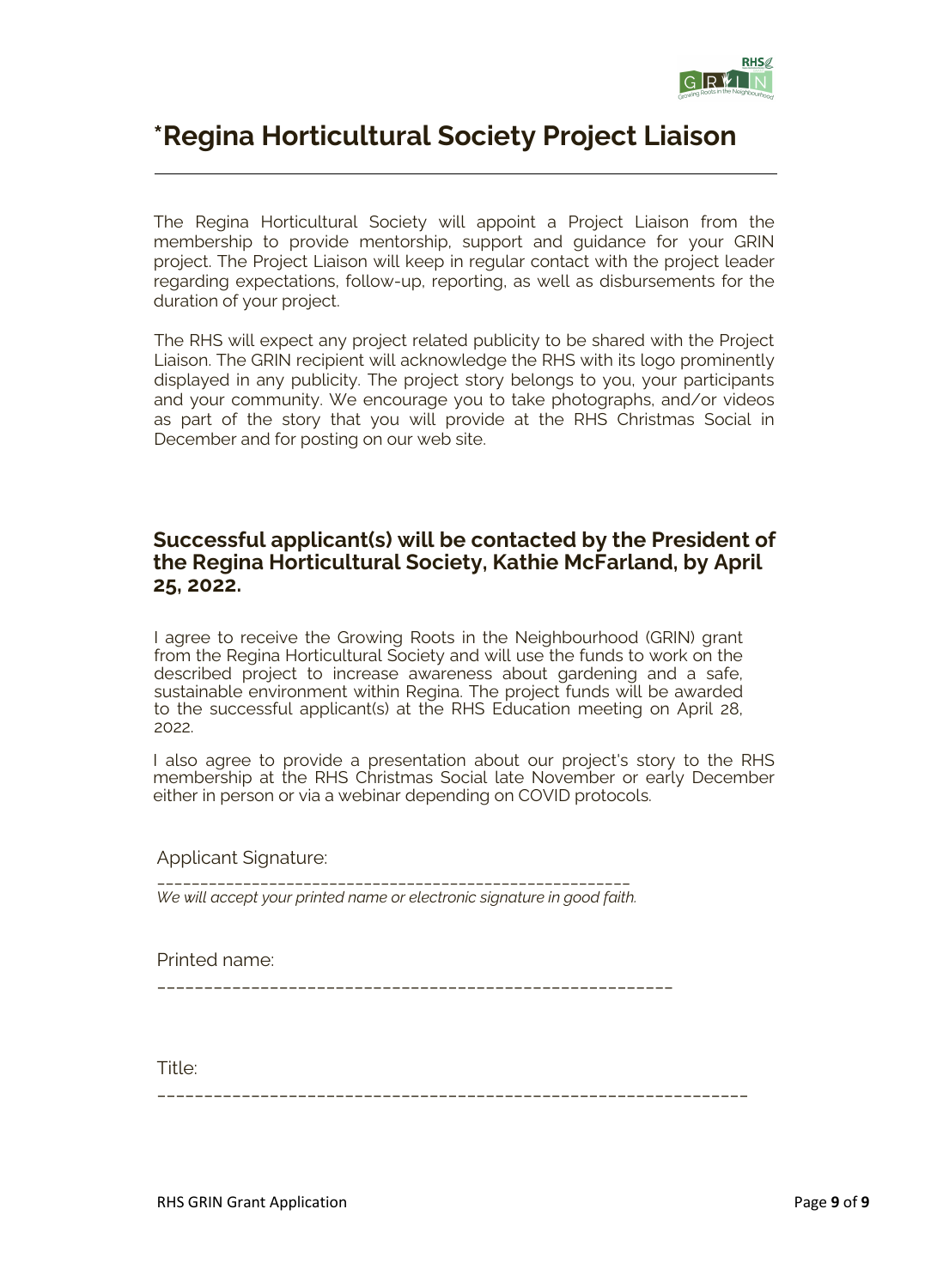# *Regina Horticultural Society Project Liaison

The Regina Horticultural Society will appoint a Project Liaison from the membership to provide mentorship, support and guidance for your GRIN project. The Project Liaison will keep in regular contact with the project leader regarding expectations, follow-up, reporting, as well as disbursements for the duration of your project.

The RHS will expect any project related publicity to be shared with the Project Liaison. The GRIN recipient will acknowledge the RHS with its logo prominently displayed in any publicity. The project story belongs to you, your participants and your community. We encourage you to take photographs, and/or videos as part of the story that you will provide at the RHS Christmas Social in December and for posting on our web site.

## Successful applicant(s) will be contacted by the President of the Regina Horticultural Society, Kathie McFarland, by April 25, 2022.

I agree to receive the Growing Roots in the Neighbourhood (GRIN) grant from the Regina Horticultural Society and will use the funds to work on the described project to increase awareness about gardening and a safe, sustainable environment within Regina. The project funds will be awarded to the successful applicant(s) at the RHS Education meeting on April 28, 2022.

I also agree to provide a presentation about our project's story to the RHS membership at the RHS Christmas Social late November or early December either in person or via a webinar depending on COVID protocols.

Applicant Signature:

_____________________________________________________

*We will accept your printed name or electronic signature in good faith.*

Printed name:

_____________________________________________________

Title:

_____________________________________________________